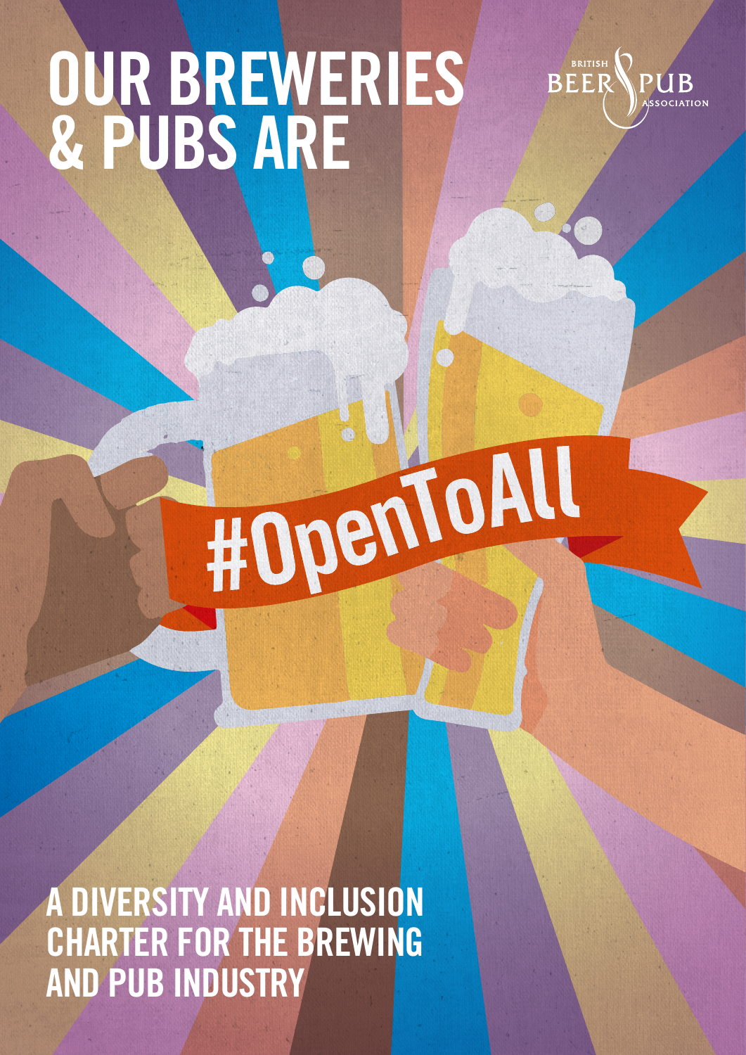# OUR BREWERIES & PUBS ARE

BRITISH BEER & PUB ASSOCIATION

#OpenToAll

## A DIVERSITY AND INCLUSION CHARTER FOR THE BREWING AND PUB INDUSTRY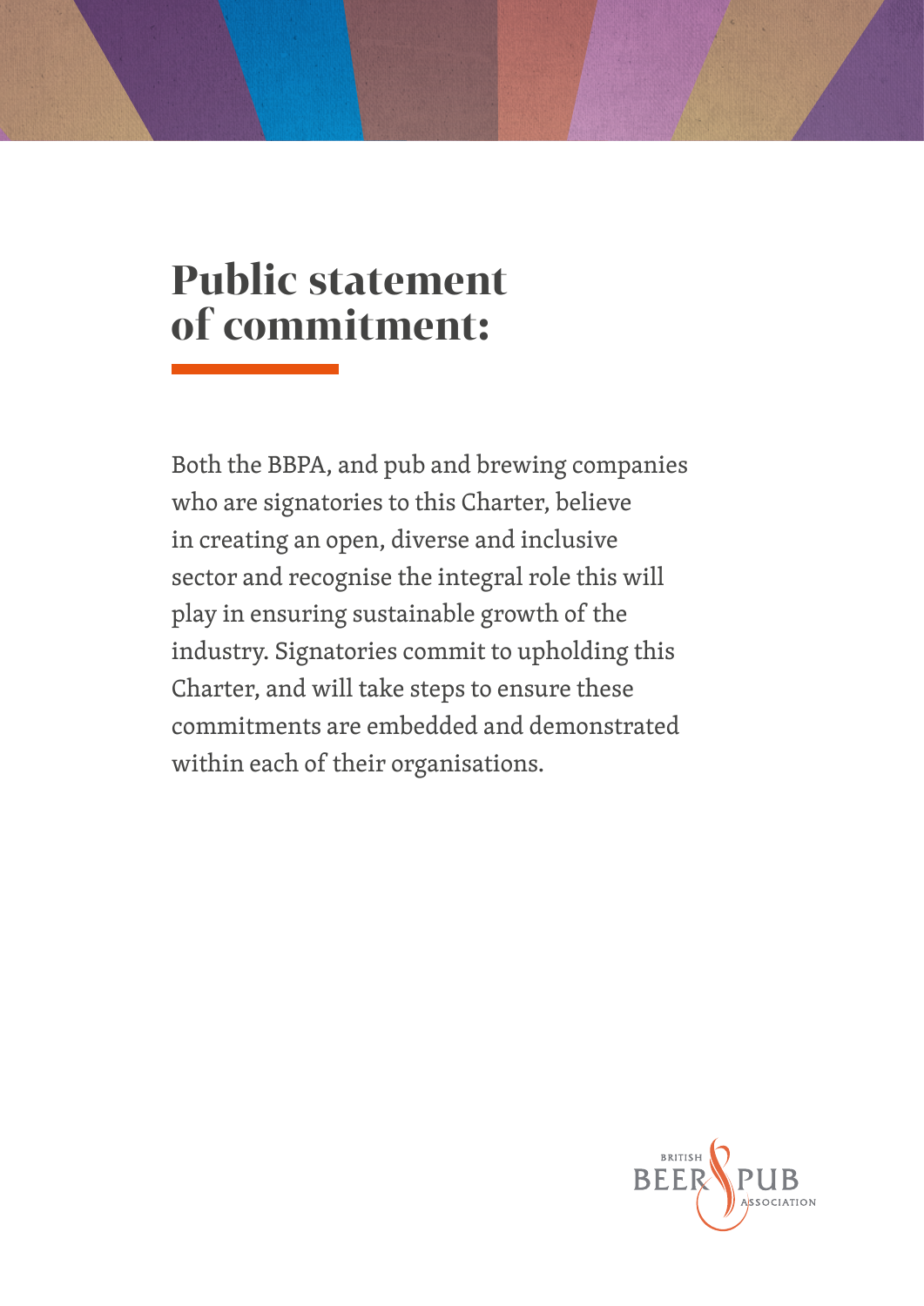# Public statement of commitment:

Both the BBPA, and pub and brewing companies who are signatories to this Charter, believe in creating an open, diverse and inclusive sector and recognise the integral role this will play in ensuring sustainable growth of the industry. Signatories commit to upholding this Charter, and will take steps to ensure these commitments are embedded and demonstrated within each of their organisations.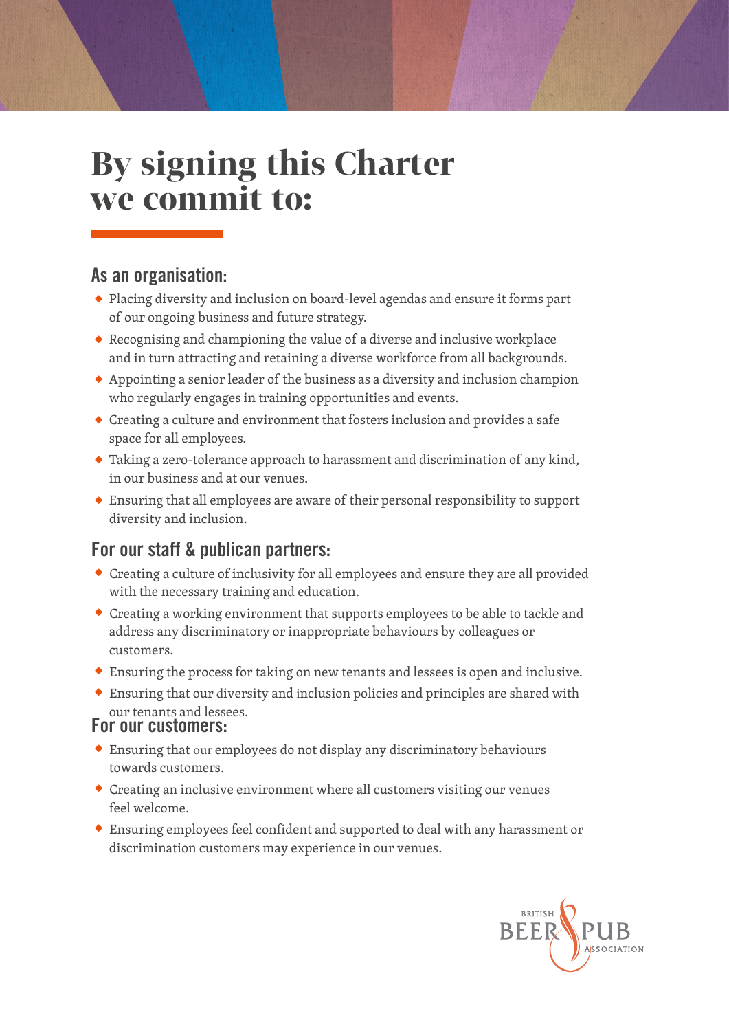# By signing this Charter we commit to:

## As an organisation:

- Placing diversity and inclusion on board-level agendas and ensure it forms part of our ongoing business and future strategy.
- Recognising and championing the value of a diverse and inclusive workplace and in turn attracting and retaining a diverse workforce from all backgrounds.
- Appointing a senior leader of the business as a diversity and inclusion champion who regularly engages in training opportunities and events.
- Creating a culture and environment that fosters inclusion and provides a safe space for all employees.
- Taking a zero-tolerance approach to harassment and discrimination of any kind, in our business and at our venues.
- Ensuring that all employees are aware of their personal responsibility to support diversity and inclusion.

## For our staff & publican partners:

- Creating a culture of inclusivity for all employees and ensure they are all provided with the necessary training and education.
- Creating a working environment that supports employees to be able to tackle and address any discriminatory or inappropriate behaviours by colleagues or customers.
- Ensuring the process for taking on new tenants and lessees is open and inclusive.
- Ensuring that our diversity and inclusion policies and principles are shared with our tenants and lessees.

## For our customers:

- Ensuring that our employees do not display any discriminatory behaviours towards customers.
- Creating an inclusive environment where all customers visiting our venues feel welcome.
- Ensuring employees feel confident and supported to deal with any harassment or discrimination customers may experience in our venues.

BRITISH BEER & PUB ASSOCIATION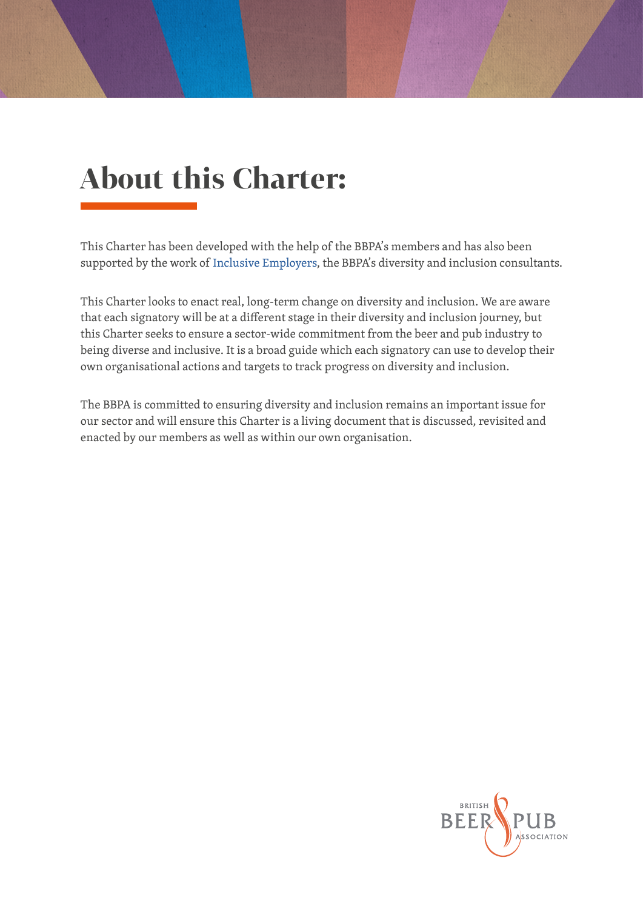# About this Charter:

This Charter has been developed with the help of the BBPA's members and has also been supported by the work of Inclusive Employers, the BBPA's diversity and inclusion consultants.

This Charter looks to enact real, long-term change on diversity and inclusion. We are aware that each signatory will be at a different stage in their diversity and inclusion journey, but this Charter seeks to ensure a sector-wide commitment from the beer and pub industry to being diverse and inclusive. It is a broad guide which each signatory can use to develop their own organisational actions and targets to track progress on diversity and inclusion.

The BBPA is committed to ensuring diversity and inclusion remains an important issue for our sector and will ensure this Charter is a living document that is discussed, revisited and enacted by our members as well as within our own organisation.

BRITISH BEER & PUB ASSOCIATION